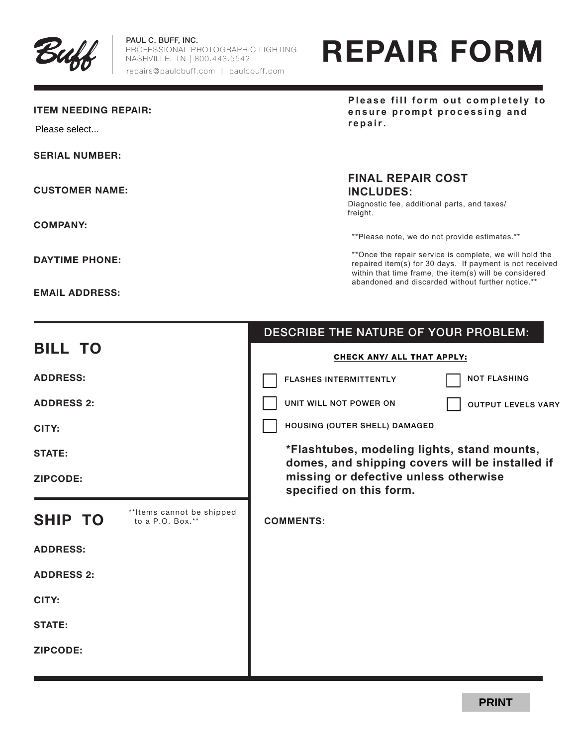**Buff**

PAUL C. BUFF, INC.
PROFESSIONAL PHOTOGRAPHIC LIGHTING
NASHVILLE, TN | 800.443.5542
repairs@paulcbuff.com | paulcbuff.com

# REPAIR FORM

**Please fill form out completely to ensure prompt processing and repair.**

**ITEM NEEDING REPAIR:**
Please select...

**SERIAL NUMBER:**

**CUSTOMER NAME:**

**COMPANY:**

**DAYTIME PHONE:**

**EMAIL ADDRESS:**

## FINAL REPAIR COST INCLUDES:

Diagnostic fee, additional parts, and taxes/ freight.

**Please note, we do not provide estimates.**

**Once the repair service is complete, we will hold the repaired item(s) for 30 days. If payment is not received within that time frame, the item(s) will be considered abandoned and discarded without further notice.**

## BILL TO

**ADDRESS:**

**ADDRESS 2:**

**CITY:**

**STATE:**

**ZIPCODE:**

## SHIP TO

**Items cannot be shipped to a P.O. Box.**

**ADDRESS:**

**ADDRESS 2:**

**CITY:**

**STATE:**

**ZIPCODE:**

## DESCRIBE THE NATURE OF YOUR PROBLEM:

**CHECK ANY/ ALL THAT APPLY:**

- [ ] FLASHES INTERMITTENTLY
- [ ] NOT FLASHING
- [ ] UNIT WILL NOT POWER ON
- [ ] OUTPUT LEVELS VARY
- [ ] HOUSING (OUTER SHELL) DAMAGED

**\*Flashtubes, modeling lights, stand mounts, domes, and shipping covers will be installed if missing or defective unless otherwise specified on this form.**

**COMMENTS:**

PRINT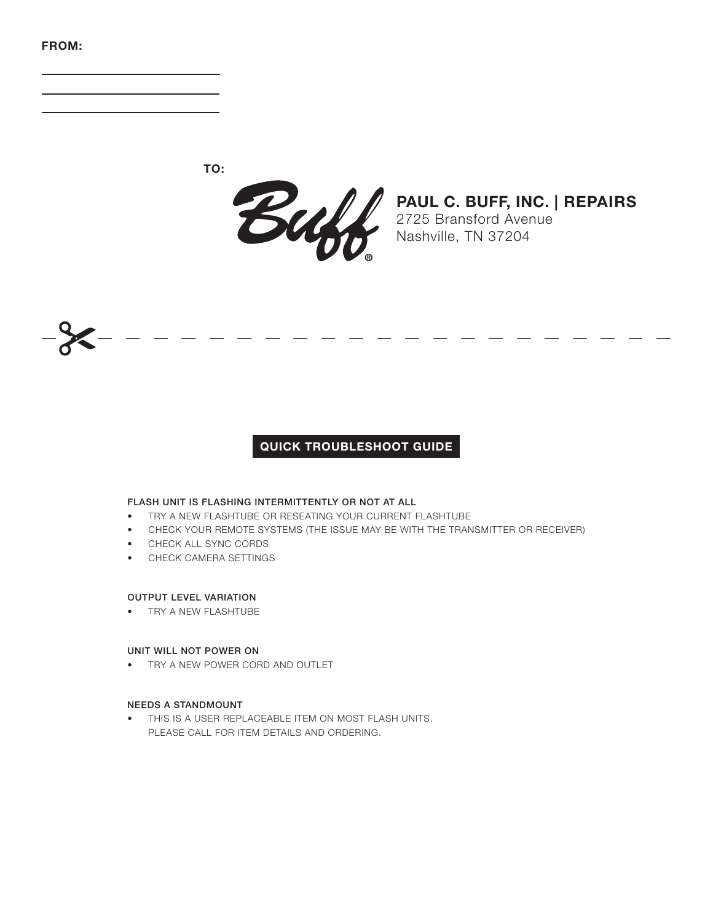**FROM:**

\_\_\_\_\_\_\_\_\_\_\_\_\_\_\_\_\_\_\_\_\_\_\_\_\_\_\_\_\_\_

\_\_\_\_\_\_\_\_\_\_\_\_\_\_\_\_\_\_\_\_\_\_\_\_\_\_\_\_\_\_

\_\_\_\_\_\_\_\_\_\_\_\_\_\_\_\_\_\_\_\_\_\_\_\_\_\_\_\_\_\_

**TO:**

Buff®

**PAUL C. BUFF, INC. | REPAIRS**
2725 Bransford Avenue
Nashville, TN 37204

## QUICK TROUBLESHOOT GUIDE

### FLASH UNIT IS FLASHING INTERMITTENTLY OR NOT AT ALL

- TRY A NEW FLASHTUBE OR RESEATING YOUR CURRENT FLASHTUBE
- CHECK YOUR REMOTE SYSTEMS (THE ISSUE MAY BE WITH THE TRANSMITTER OR RECEIVER)
- CHECK ALL SYNC CORDS
- CHECK CAMERA SETTINGS

### OUTPUT LEVEL VARIATION

- TRY A NEW FLASHTUBE

### UNIT WILL NOT POWER ON

- TRY A NEW POWER CORD AND OUTLET

### NEEDS A STANDMOUNT

- THIS IS A USER REPLACEABLE ITEM ON MOST FLASH UNITS.
  PLEASE CALL FOR ITEM DETAILS AND ORDERING.